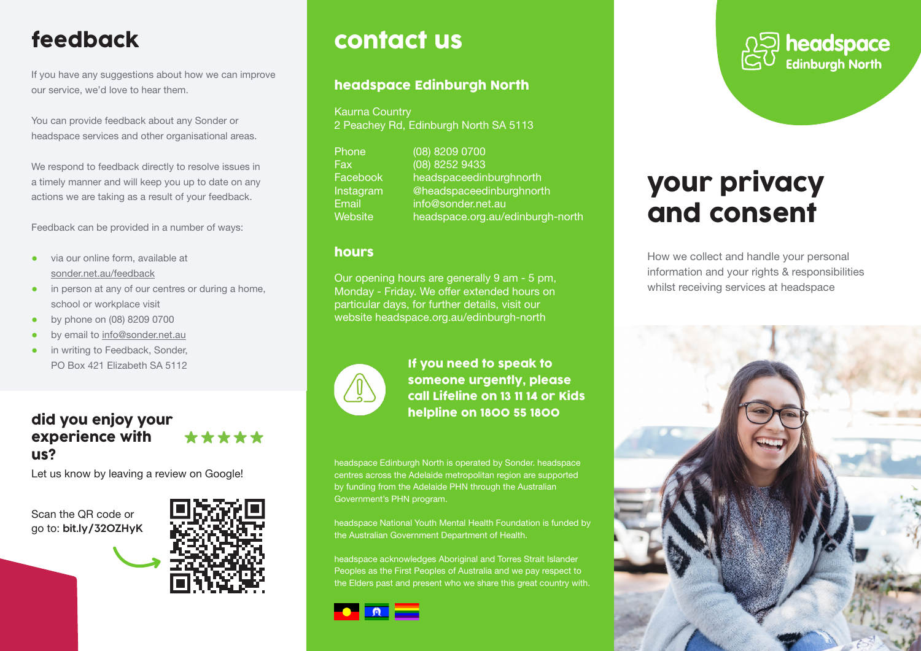# feedback

If you have any suggestions about how we can improve our service, we'd love to hear them.

You can provide feedback about any Sonder or headspace services and other organisational areas.

We respond to feedback directly to resolve issues in a timely manner and will keep you up to date on any actions we are taking as a result of your feedback.

Feedback can be provided in a number of ways:

- via our online form, available at sonder.net.au/feedback
- in person at any of our centres or during a home, school or workplace visit
- by phone on (08) 8209 0700
- by email to info@sonder.net.au
- in writing to Feedback, Sonder, PO Box 421 Elizabeth SA 5112

## did you enjoy your experience with us?

★★★★★

Let us know by leaving a review on Google!

Scan the QR code or go to: **bit.ly/32OZHyK**

# contact us

## headspace Edinburgh North

Kaurna Country
2 Peachey Rd, Edinburgh North SA 5113

| | |
|---|---|
| Phone | (08) 8209 0700 |
| Fax | (08) 8252 9433 |
| Facebook | headspaceedinburghnorth |
| Instagram | @headspaceedinburghnorth |
| Email | info@sonder.net.au |
| Website | headspace.org.au/edinburgh-north |

## hours

Our opening hours are generally 9 am - 5 pm, Monday - Friday. We offer extended hours on particular days, for further details, visit our website headspace.org.au/edinburgh-north

**If you need to speak to someone urgently, please call Lifeline on 13 11 14 or Kids helpline on 1800 55 1800**

headspace Edinburgh North is operated by Sonder. headspace centres across the Adelaide metropolitan region are supported by funding from the Adelaide PHN through the Australian Government's PHN program.

headspace National Youth Mental Health Foundation is funded by the Australian Government Department of Health.

headspace acknowledges Aboriginal and Torres Strait Islander Peoples as the First Peoples of Australia and we pay respect to the Elders past and present who we share this great country with.

headspace Edinburgh North

# your privacy and consent

How we collect and handle your personal information and your rights & responsibilities whilst receiving services at headspace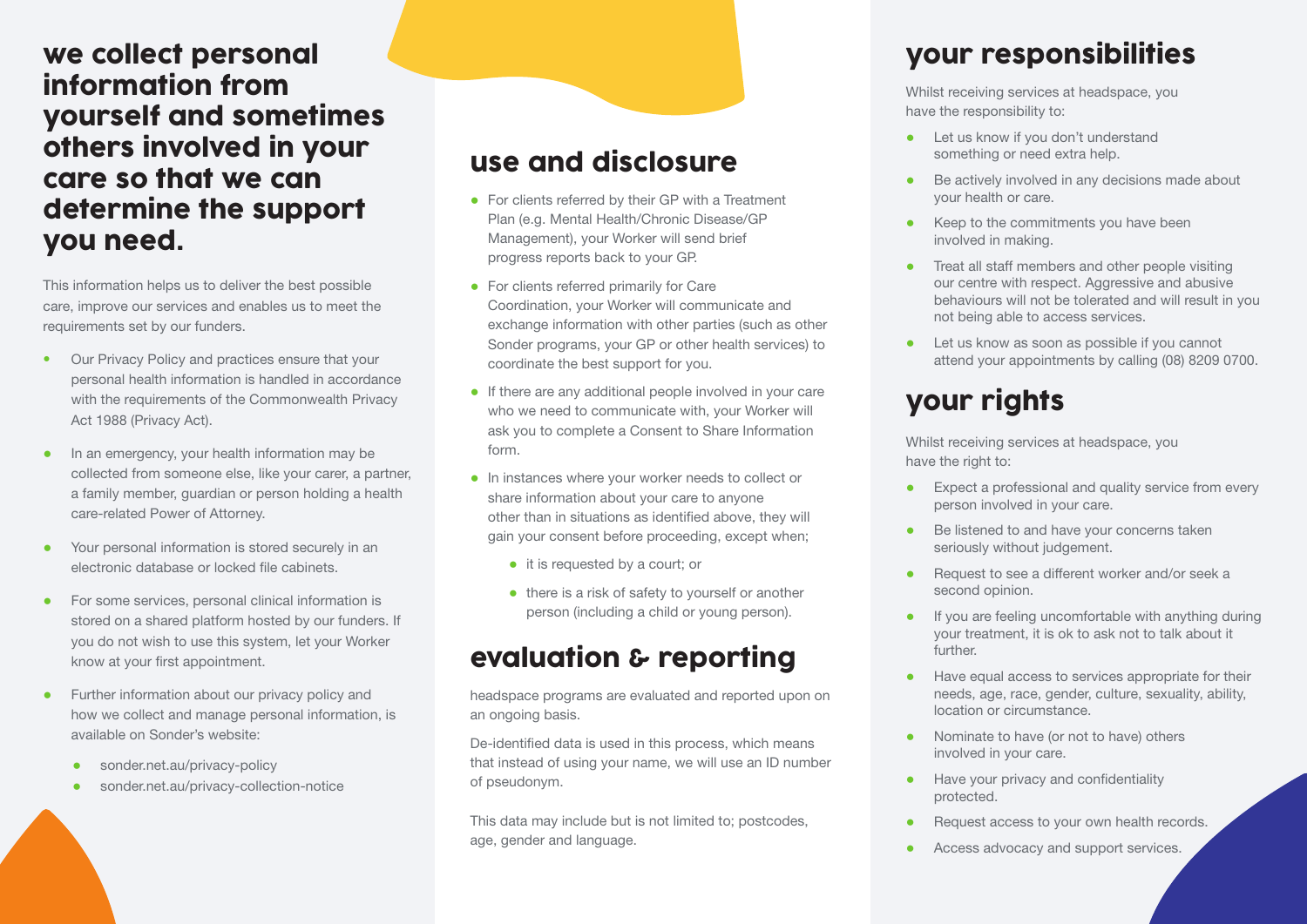## we collect personal information from yourself and sometimes others involved in your care so that we can determine the support you need.

This information helps us to deliver the best possible care, improve our services and enables us to meet the requirements set by our funders.

- Our Privacy Policy and practices ensure that your personal health information is handled in accordance with the requirements of the Commonwealth Privacy Act 1988 (Privacy Act).
- In an emergency, your health information may be collected from someone else, like your carer, a partner, a family member, guardian or person holding a health care-related Power of Attorney.
- Your personal information is stored securely in an electronic database or locked file cabinets.
- For some services, personal clinical information is stored on a shared platform hosted by our funders. If you do not wish to use this system, let your Worker know at your first appointment.
- Further information about our privacy policy and how we collect and manage personal information, is available on Sonder's website:
  - sonder.net.au/privacy-policy
  - sonder.net.au/privacy-collection-notice

## use and disclosure

- For clients referred by their GP with a Treatment Plan (e.g. Mental Health/Chronic Disease/GP Management), your Worker will send brief progress reports back to your GP.
- For clients referred primarily for Care Coordination, your Worker will communicate and exchange information with other parties (such as other Sonder programs, your GP or other health services) to coordinate the best support for you.
- If there are any additional people involved in your care who we need to communicate with, your Worker will ask you to complete a Consent to Share Information form.
- In instances where your worker needs to collect or share information about your care to anyone other than in situations as identified above, they will gain your consent before proceeding, except when;
  - it is requested by a court; or
  - there is a risk of safety to yourself or another person (including a child or young person).

## evaluation & reporting

headspace programs are evaluated and reported upon on an ongoing basis.

De-identified data is used in this process, which means that instead of using your name, we will use an ID number of pseudonym.

This data may include but is not limited to; postcodes, age, gender and language.

## your responsibilities

Whilst receiving services at headspace, you have the responsibility to:

- Let us know if you don't understand something or need extra help.
- Be actively involved in any decisions made about your health or care.
- Keep to the commitments you have been involved in making.
- Treat all staff members and other people visiting our centre with respect. Aggressive and abusive behaviours will not be tolerated and will result in you not being able to access services.
- Let us know as soon as possible if you cannot attend your appointments by calling (08) 8209 0700.

## your rights

Whilst receiving services at headspace, you have the right to:

- Expect a professional and quality service from every person involved in your care.
- Be listened to and have your concerns taken seriously without judgement.
- Request to see a different worker and/or seek a second opinion.
- If you are feeling uncomfortable with anything during your treatment, it is ok to ask not to talk about it further.
- Have equal access to services appropriate for their needs, age, race, gender, culture, sexuality, ability, location or circumstance.
- Nominate to have (or not to have) others involved in your care.
- Have your privacy and confidentiality protected.
- Request access to your own health records.
- Access advocacy and support services.